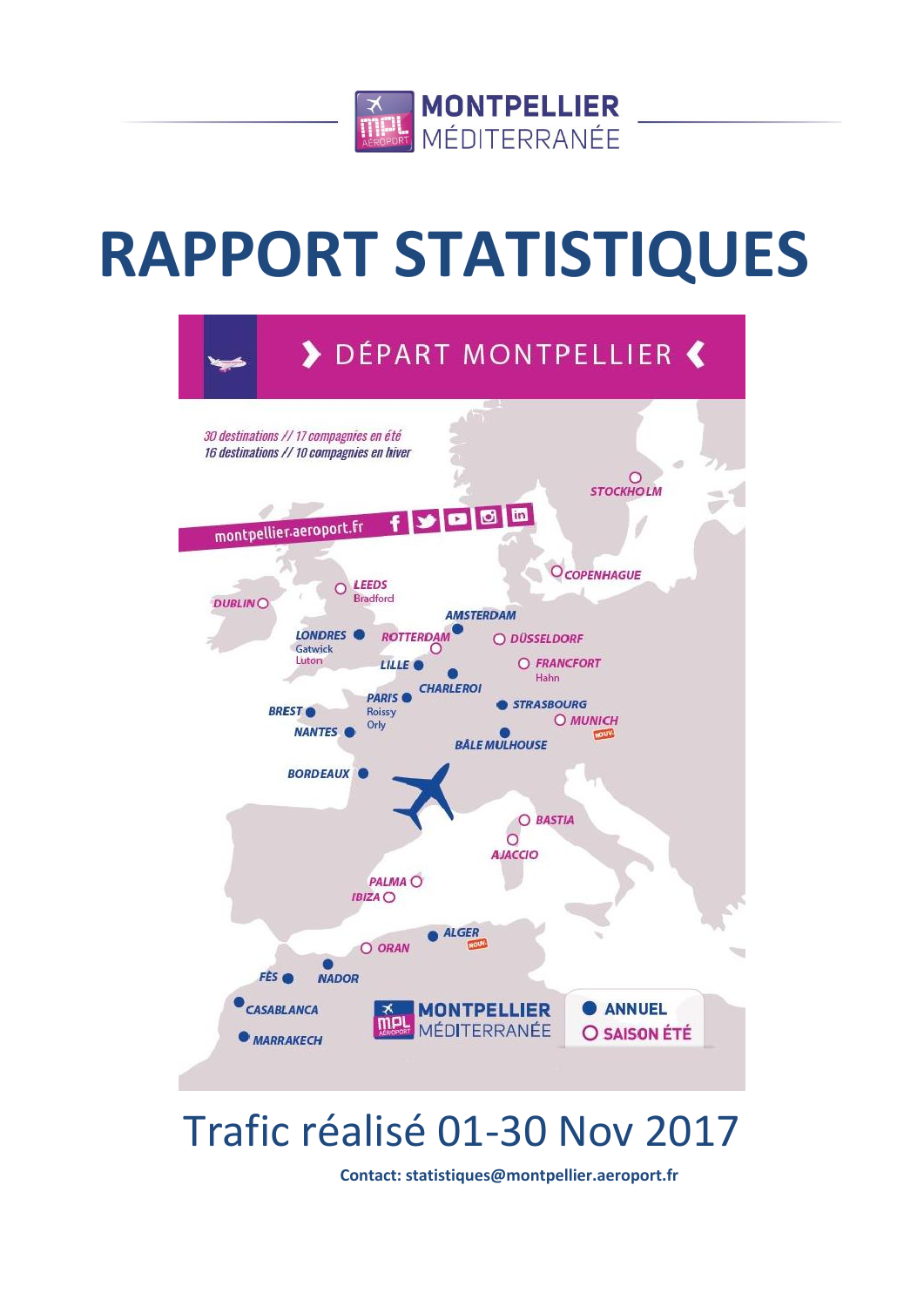MONTPELLIER MÉDITERRANÉE

# RAPPORT STATISTIQUES

› DÉPART MONTPELLIER ‹

*30 destinations // 17 compagnies en été*
*16 destinations // 10 compagnies en hiver*

montpellier.aeroport.fr

STOCKHOLM
COPENHAGUE
LEEDS Bradford
DUBLIN
AMSTERDAM
LONDRES Gatwick Luton
ROTTERDAM
DÜSSELDORF
FRANCFORT Hahn
LILLE
CHARLEROI
PARIS Roissy Orly
BREST
STRASBOURG
MUNICH NOUV.
NANTES
BÂLE MULHOUSE
BORDEAUX
BASTIA
AJACCIO
PALMA
IBIZA
ALGER NOUV.
ORAN
FÈS
NADOR
CASABLANCA
MARRAKECH

MONTPELLIER MÉDITERRANÉE

● ANNUEL
○ SAISON ÉTÉ

## Trafic réalisé 01-30 Nov 2017

**Contact: statistiques@montpellier.aeroport.fr**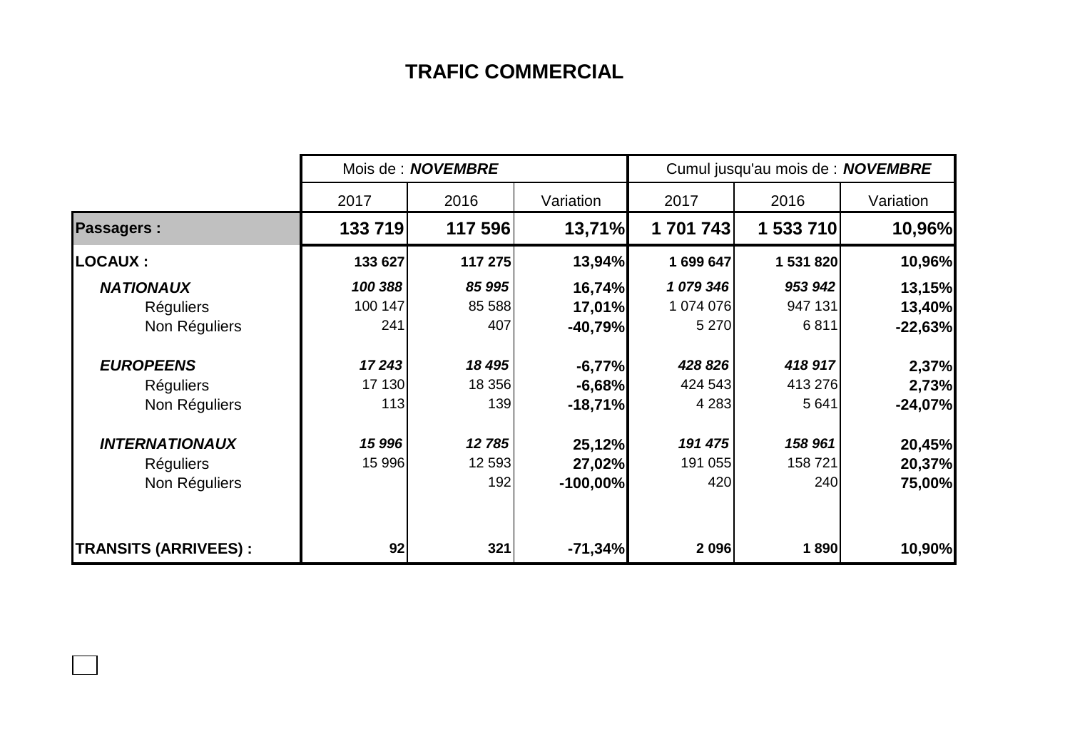# TRAFIC COMMERCIAL

| | Mois de : ***NOVEMBRE*** | | | Cumul jusqu'au mois de : ***NOVEMBRE*** | | |
|---|---|---|---|---|---|---|
| | 2017 | 2016 | Variation | 2017 | 2016 | Variation |
| **Passagers :** | **133 719** | **117 596** | **13,71%** | **1 701 743** | **1 533 710** | **10,96%** |
| **LOCAUX :** | **133 627** | **117 275** | **13,94%** | **1 699 647** | **1 531 820** | **10,96%** |
| ***NATIONAUX*** | ***100 388*** | ***85 995*** | **16,74%** | ***1 079 346*** | ***953 942*** | **13,15%** |
| Réguliers | 100 147 | 85 588 | **17,01%** | 1 074 076 | 947 131 | **13,40%** |
| Non Réguliers | 241 | 407 | **-40,79%** | 5 270 | 6 811 | **-22,63%** |
| ***EUROPEENS*** | ***17 243*** | ***18 495*** | **-6,77%** | ***428 826*** | ***418 917*** | **2,37%** |
| Réguliers | 17 130 | 18 356 | **-6,68%** | 424 543 | 413 276 | **2,73%** |
| Non Réguliers | 113 | 139 | **-18,71%** | 4 283 | 5 641 | **-24,07%** |
| ***INTERNATIONAUX*** | ***15 996*** | ***12 785*** | **25,12%** | ***191 475*** | ***158 961*** | **20,45%** |
| Réguliers | 15 996 | 12 593 | **27,02%** | 191 055 | 158 721 | **20,37%** |
| Non Réguliers | | 192 | **-100,00%** | 420 | 240 | **75,00%** |
| **TRANSITS (ARRIVEES) :** | **92** | **321** | **-71,34%** | **2 096** | **1 890** | **10,90%** |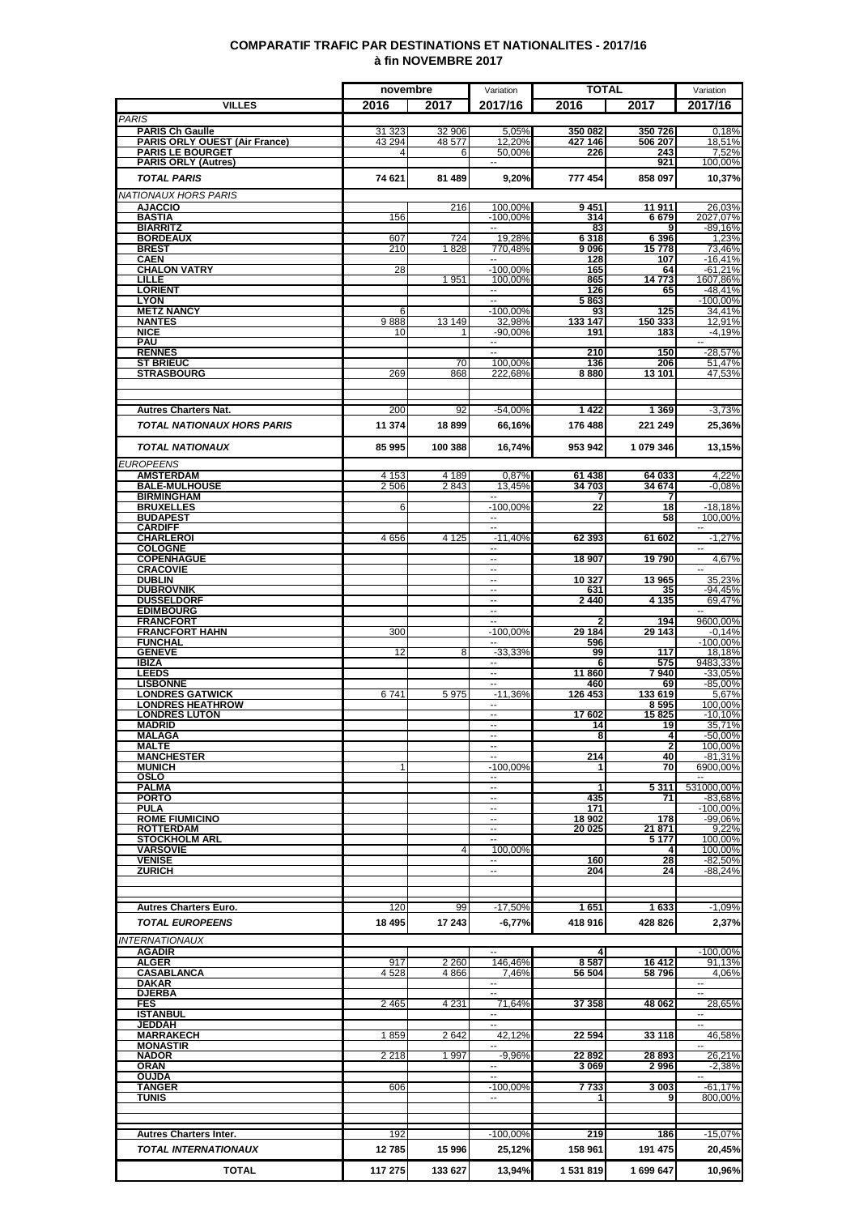# COMPARATIF TRAFIC PAR DESTINATIONS ET NATIONALITES - 2017/16
## à fin NOVEMBRE 2017

| VILLES | novembre 2016 | novembre 2017 | Variation 2017/16 | TOTAL 2016 | TOTAL 2017 | Variation 2017/16 |
|---|---|---|---|---|---|---|
| *PARIS* | | | | | | |
| **PARIS Ch Gaulle** | 31 323 | 32 906 | 5,05% | 350 082 | 350 726 | 0,18% |
| **PARIS ORLY OUEST (Air France)** | 43 294 | 48 577 | 12,20% | 427 146 | 506 207 | 18,51% |
| **PARIS LE BOURGET** | 4 | 6 | 50,00% | 226 | 243 | 7,52% |
| **PARIS ORLY (Autres)** | | | -- | | 921 | 100,00% |
| ***TOTAL PARIS*** | **74 621** | **81 489** | **9,20%** | **777 454** | **858 097** | **10,37%** |
| *NATIONAUX HORS PARIS* | | | | | | |
| **AJACCIO** | | 216 | 100,00% | 9 451 | 11 911 | 26,03% |
| **BASTIA** | 156 | | -100,00% | 314 | 6 679 | 2027,07% |
| **BIARRITZ** | | | -- | 83 | 9 | -89,16% |
| **BORDEAUX** | 607 | 724 | 19,28% | 6 318 | 6 396 | 1,23% |
| **BREST** | 210 | 1 828 | 770,48% | 9 096 | 15 778 | 73,46% |
| **CAEN** | | | -- | 128 | 107 | -16,41% |
| **CHALON VATRY** | 28 | | -100,00% | 165 | 64 | -61,21% |
| **LILLE** | | 1 951 | 100,00% | 865 | 14 773 | 1607,86% |
| **LORIENT** | | | -- | 126 | 65 | -48,41% |
| **LYON** | | | -- | 5 863 | | -100,00% |
| **METZ NANCY** | 6 | | -100,00% | 93 | 125 | 34,41% |
| **NANTES** | 9 888 | 13 149 | 32,98% | 133 147 | 150 333 | 12,91% |
| **NICE** | 10 | 1 | -90,00% | 191 | 183 | -4,19% |
| **PAU** | | | -- | | | -- |
| **RENNES** | | | -- | 210 | 150 | -28,57% |
| **ST BRIEUC** | | 70 | 100,00% | 136 | 206 | 51,47% |
| **STRASBOURG** | 269 | 868 | 222,68% | 8 880 | 13 101 | 47,53% |
| **Autres Charters Nat.** | 200 | 92 | -54,00% | 1 422 | 1 369 | -3,73% |
| ***TOTAL NATIONAUX HORS PARIS*** | **11 374** | **18 899** | **66,16%** | **176 488** | **221 249** | **25,36%** |
| ***TOTAL NATIONAUX*** | **85 995** | **100 388** | **16,74%** | **953 942** | **1 079 346** | **13,15%** |
| *EUROPEENS* | | | | | | |
| **AMSTERDAM** | 4 153 | 4 189 | 0,87% | 61 438 | 64 033 | 4,22% |
| **BALE-MULHOUSE** | 2 506 | 2 843 | 13,45% | 34 703 | 34 674 | -0,08% |
| **BIRMINGHAM** | | | -- | 7 | 7 | |
| **BRUXELLES** | 6 | | -100,00% | 22 | 18 | -18,18% |
| **BUDAPEST** | | | -- | | 58 | 100,00% |
| **CARDIFF** | | | -- | | | -- |
| **CHARLEROI** | 4 656 | 4 125 | -11,40% | 62 393 | 61 602 | -1,27% |
| **COLOGNE** | | | -- | | | -- |
| **COPENHAGUE** | | | -- | 18 907 | 19 790 | 4,67% |
| **CRACOVIE** | | | -- | | | -- |
| **DUBLIN** | | | -- | 10 327 | 13 965 | 35,23% |
| **DUBROVNIK** | | | -- | 631 | 35 | -94,45% |
| **DUSSELDORF** | | | -- | 2 440 | 4 135 | 69,47% |
| **EDIMBOURG** | | | -- | | | -- |
| **FRANCFORT** | | | -- | 2 | 194 | 9600,00% |
| **FRANCFORT HAHN** | 300 | | -100,00% | 29 184 | 29 143 | -0,14% |
| **FUNCHAL** | | | -- | 596 | | -100,00% |
| **GENEVE** | 12 | 8 | -33,33% | 99 | 117 | 18,18% |
| **IBIZA** | | | -- | 6 | 575 | 9483,33% |
| **LEEDS** | | | -- | 11 860 | 7 940 | -33,05% |
| **LISBONNE** | | | -- | 460 | 69 | -85,00% |
| **LONDRES GATWICK** | 6 741 | 5 975 | -11,36% | 126 453 | 133 619 | 5,67% |
| **LONDRES HEATHROW** | | | -- | | 8 595 | 100,00% |
| **LONDRES LUTON** | | | -- | 17 602 | 15 825 | -10,10% |
| **MADRID** | | | -- | 14 | 19 | 35,71% |
| **MALAGA** | | | -- | 8 | 4 | -50,00% |
| **MALTE** | | | -- | | 2 | 100,00% |
| **MANCHESTER** | | | -- | 214 | 40 | -81,31% |
| **MUNICH** | 1 | | -100,00% | 1 | 70 | 6900,00% |
| **OSLO** | | | -- | | | -- |
| **PALMA** | | | -- | 1 | 5 311 | 531000,00% |
| **PORTO** | | | -- | 435 | 71 | -83,68% |
| **PULA** | | | -- | 171 | | -100,00% |
| **ROME FIUMICINO** | | | -- | 18 902 | 178 | -99,06% |
| **ROTTERDAM** | | | -- | 20 025 | 21 871 | 9,22% |
| **STOCKHOLM ARL** | | | -- | | 5 177 | 100,00% |
| **VARSOVIE** | | 4 | 100,00% | | 4 | 100,00% |
| **VENISE** | | | -- | 160 | 28 | -82,50% |
| **ZURICH** | | | -- | 204 | 24 | -88,24% |
| **Autres Charters Euro.** | 120 | 99 | -17,50% | 1 651 | 1 633 | -1,09% |
| ***TOTAL EUROPEENS*** | **18 495** | **17 243** | **-6,77%** | **418 916** | **428 826** | **2,37%** |
| *INTERNATIONAUX* | | | | | | |
| **AGADIR** | | | -- | 4 | | -100,00% |
| **ALGER** | 917 | 2 260 | 146,46% | 8 587 | 16 412 | 91,13% |
| **CASABLANCA** | 4 528 | 4 866 | 7,46% | 56 504 | 58 796 | 4,06% |
| **DAKAR** | | | -- | | | -- |
| **DJERBA** | | | -- | | | -- |
| **FES** | 2 465 | 4 231 | 71,64% | 37 358 | 48 062 | 28,65% |
| **ISTANBUL** | | | -- | | | -- |
| **JEDDAH** | | | -- | | | -- |
| **MARRAKECH** | 1 859 | 2 642 | 42,12% | 22 594 | 33 118 | 46,58% |
| **MONASTIR** | | | -- | | | -- |
| **NADOR** | 2 218 | 1 997 | -9,96% | 22 892 | 28 893 | 26,21% |
| **ORAN** | | | -- | 3 069 | 2 996 | -2,38% |
| **OUJDA** | | | -- | | | -- |
| **TANGER** | 606 | | -100,00% | 7 733 | 3 003 | -61,17% |
| **TUNIS** | | | -- | 1 | 9 | 800,00% |
| **Autres Charters Inter.** | 192 | | -100,00% | 219 | 186 | -15,07% |
| ***TOTAL INTERNATIONAUX*** | **12 785** | **15 996** | **25,12%** | **158 961** | **191 475** | **20,45%** |
| **TOTAL** | **117 275** | **133 627** | **13,94%** | **1 531 819** | **1 699 647** | **10,96%** |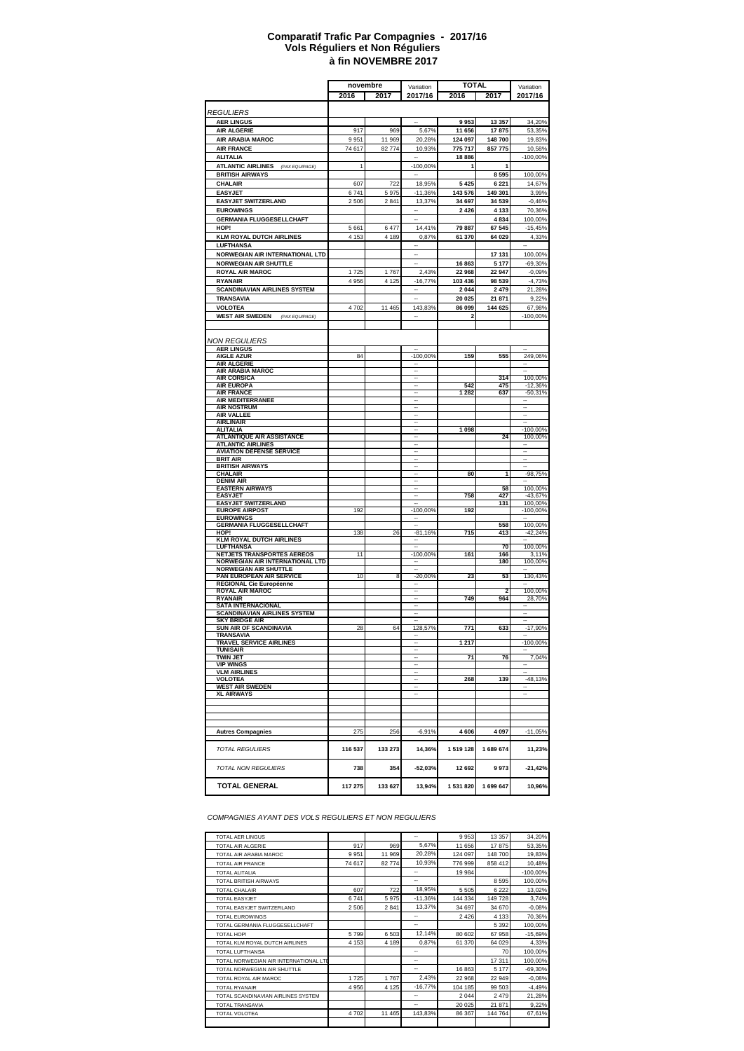# Comparatif Trafic Par Compagnies - 2017/16
## Vols Réguliers et Non Réguliers
## à fin NOVEMBRE 2017

| | novembre | | Variation | TOTAL | | Variation |
|---|---|---|---|---|---|---|
| | 2016 | 2017 | 2017/16 | 2016 | 2017 | 2017/16 |
| *REGULIERS* | | | | | | |
| **AER LINGUS** | | | -- | **9 953** | **13 357** | 34,20% |
| **AIR ALGERIE** | 917 | 969 | 5,67% | **11 656** | **17 875** | 53,35% |
| **AIR ARABIA MAROC** | 9 951 | 11 969 | 20,28% | **124 097** | **148 700** | 19,83% |
| **AIR FRANCE** | 74 617 | 82 774 | 10,93% | **775 717** | **857 775** | 10,58% |
| **ALITALIA** | | | | **18 886** | | -100,00% |
| **ATLANTIC AIRWAYS** *(PAX EQUIPAGE)* | 1 | | -100,00% | **1** | **1** | |
| **BRITISH AIRWAYS** | | | -- | | **8 595** | 100,00% |
| **CHALAIR** | 607 | 722 | 18,95% | **5 425** | **6 221** | 14,67% |
| **EASYJET** | 6 741 | 5 975 | -11,36% | **143 576** | **149 301** | 3,99% |
| **EASYJET SWITZERLAND** | 2 506 | 2 841 | 13,37% | **34 697** | **34 539** | -0,46% |
| **EUROWINGS** | | | -- | **2 426** | **4 133** | 70,36% |
| **GERMANIA FLUGGESELLCHAFT** | | | -- | | **4 834** | 100,00% |
| **HOP!** | 5 661 | 6 477 | 14,41% | **79 887** | **67 545** | -15,45% |
| **KLM ROYAL DUTCH AIRLINES** | 4 153 | 4 189 | 0,87% | **61 370** | **64 029** | 4,33% |
| **LUFTHANSA** | | | -- | | | -- |
| **NORWEGIAN AIR INTERNATIONAL LTD** | | | -- | | **17 131** | 100,00% |
| **NORWEGIAN AIR SHUTTLE** | | | -- | **16 863** | **5 177** | -69,30% |
| **ROYAL AIR MAROC** | 1 725 | 1 767 | 2,43% | **22 968** | **22 947** | -0,09% |
| **RYANAIR** | 4 956 | 4 125 | -16,77% | **103 436** | **98 539** | -4,73% |
| **SCANDINAVIAN AIRLINES SYSTEM** | | | -- | **2 044** | **2 479** | 21,28% |
| **TRANSAVIA** | | | -- | **20 025** | **21 871** | 9,22% |
| **VOLOTEA** | 4 702 | 11 465 | 143,83% | **86 099** | **144 625** | 67,98% |
| **WEST AIR SWEDEN** *(PAX EQUIPAGE)* | | | -- | **2** | | -100,00% |
| *NON REGULIERS* | | | | | | |
| **AER LINGUS** | | | -- | | | -- |
| **AIGLE AZUR** | 84 | | -100,00% | **159** | **555** | 249,06% |
| **AIR ALGERIE** | | | -- | | | -- |
| **AIR ARABIA MAROC** | | | -- | | | -- |
| **AIR CORSICA** | | | -- | | **314** | 100,00% |
| **AIR EUROPA** | | | -- | **542** | **475** | -12,36% |
| **AIR FRANCE** | | | -- | **1 282** | **637** | -50,31% |
| **AIR MEDITERRANEE** | | | -- | | | -- |
| **AIR NOSTRUM** | | | -- | | | -- |
| **AIR VALLEE** | | | -- | | | -- |
| **AIRLINAIR** | | | -- | | | -- |
| **ALITALIA** | | | -- | **1 098** | | -100,00% |
| **ATLANTIQUE AIR ASSISTANCE** | | | -- | | **24** | 100,00% |
| **ATLANTIC AIRLINES** | | | -- | | | -- |
| **AVIATION DEFENSE SERVICE** | | | -- | | | -- |
| **BRIT AIR** | | | -- | | | -- |
| **BRITISH AIRWAYS** | | | -- | | | -- |
| **CHALAIR** | | | -- | **80** | **1** | -98,75% |
| **DENIM AIR** | | | -- | | | -- |
| **EASTERN AIRWAYS** | | | -- | | **58** | 100,00% |
| **EASYJET** | | | -- | **758** | **427** | -43,67% |
| **EASYJET SWITZERLAND** | | | -- | | **131** | 100,00% |
| **EUROPE AIRPOST** | 192 | | -100,00% | **192** | | -100,00% |
| **EUROWINGS** | | | -- | | | -- |
| **GERMANIA FLUGGESELLCHAFT** | | | -- | | **558** | 100,00% |
| **HOP!** | 138 | 26 | -81,16% | **715** | **413** | -42,24% |
| **KLM ROYAL DUTCH AIRLINES** | | | -- | | | -- |
| **LUFTHANSA** | | | -- | | **70** | 100,00% |
| **NETJETS TRANSPORTES AEREOS** | 11 | | -100,00% | **161** | **166** | 3,11% |
| **NORWEGIAN AIR INTERNATIONAL LTD** | | | -- | | **180** | 100,00% |
| **NORWEGIAN AIR SHUTTLE** | | | -- | | | -- |
| **PAN EUROPEAN AIR SERVICE** | 10 | 8 | -20,00% | **23** | **53** | 130,43% |
| **REGIONAL Cie Européenne** | | | -- | | | -- |
| **ROYAL AIR MAROC** | | | -- | | **2** | 100,00% |
| **RYANAIR** | | | -- | **749** | **964** | 28,70% |
| **SATA INTERNACIONAL** | | | -- | | | -- |
| **SCANDINAVIAN AIRLINES SYSTEM** | | | -- | | | -- |
| **SKY BRIDGE AIR** | | | -- | | | -- |
| **SUN AIR OF SCANDINAVIA** | 28 | 64 | 128,57% | **771** | **633** | -17,90% |
| **TRANSAVIA** | | | -- | | | -- |
| **TRAVEL SERVICE AIRLINES** | | | -- | **1 217** | | -100,00% |
| **TUNISAIR** | | | -- | | | -- |
| **TWIN JET** | | | -- | **71** | **76** | 7,04% |
| **VIP WINGS** | | | -- | | | -- |
| **VLM AIRLINES** | | | -- | | | -- |
| **VOLOTEA** | | | -- | **268** | **139** | -48,13% |
| **WEST AIR SWEDEN** | | | -- | | | -- |
| **XL AIRWAYS** | | | -- | | | -- |
| **Autres Compagnies** | 275 | 256 | -6,91% | **4 606** | **4 097** | -11,05% |
| *TOTAL REGULIERS* | **116 537** | **133 273** | **14,36%** | **1 519 128** | **1 689 674** | **11,23%** |
| *TOTAL NON REGULIERS* | **738** | **354** | **-52,03%** | **12 692** | **9 973** | **-21,42%** |
| **TOTAL GENERAL** | **117 275** | **133 627** | **13,94%** | **1 531 820** | **1 699 647** | **10,96%** |

*COMPAGNIES AYANT DES VOLS REGULIERS ET NON REGULIERS*

| | | | | | | |
|---|---|---|---|---|---|---|
| TOTAL AER LINGUS | | | -- | 9 953 | 13 357 | 34,20% |
| TOTAL AIR ALGERIE | 917 | 969 | 5,67% | 11 656 | 17 875 | 53,35% |
| TOTAL AIR ARABIA MAROC | 9 951 | 11 969 | 20,28% | 124 097 | 148 700 | 19,83% |
| TOTAL AIR FRANCE | 74 617 | 82 774 | 10,93% | 776 999 | 858 412 | 10,48% |
| TOTAL ALITALIA | | | -- | 19 984 | | -100,00% |
| TOTAL BRITISH AIRWAYS | | | -- | | 8 595 | 100,00% |
| TOTAL CHALAIR | 607 | 722 | 18,95% | 5 505 | 6 222 | 13,02% |
| TOTAL EASYJET | 6 741 | 5 975 | -11,36% | 144 334 | 149 728 | 3,74% |
| TOTAL EASYJET SWITZERLAND | 2 506 | 2 841 | 13,37% | 34 697 | 34 670 | -0,08% |
| TOTAL EUROWINGS | | | -- | 2 426 | 4 133 | 70,36% |
| TOTAL GERMANIA FLUGGESELLCHAFT | | | -- | | 5 392 | 100,00% |
| TOTAL HOP! | 5 799 | 6 503 | 12,14% | 80 602 | 67 958 | -15,69% |
| TOTAL KLM ROYAL DUTCH AIRLINES | 4 153 | 4 189 | 0,87% | 61 370 | 64 029 | 4,33% |
| TOTAL LUFTHANSA | | | -- | | 70 | 100,00% |
| TOTAL NORWEGIAN AIR INTERNATIONAL LTD | | | -- | | 17 311 | 100,00% |
| TOTAL NORWEGIAN AIR SHUTTLE | | | -- | 16 863 | 5 177 | -69,30% |
| TOTAL ROYAL AIR MAROC | 1 725 | 1 767 | 2,43% | 22 968 | 22 949 | -0,08% |
| TOTAL RYANAIR | 4 956 | 4 125 | -16,77% | 104 185 | 99 503 | -4,49% |
| TOTAL SCANDINAVIAN AIRLINES SYSTEM | | | -- | 2 044 | 2 479 | 21,28% |
| TOTAL TRANSAVIA | | | -- | 20 025 | 21 871 | 9,22% |
| TOTAL VOLOTEA | 4 702 | 11 465 | 143,83% | 86 367 | 144 764 | 67,61% |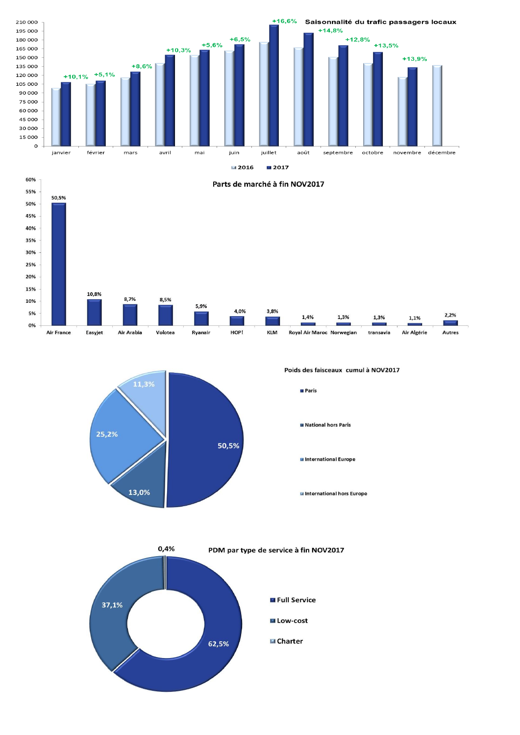Saisonnalité du trafic passagers locaux

210 000
195 000
180 000
165 000
150 000
135 000
120 000
105 000
90 000
75 000
60 000
45 000
30 000
15 000
0

+10,1% +5,1% +8,6% +10,3% +5,6% +6,5% +16,6% +14,8% +12,8% +13,5% +13,9%

janvier février mars avril mai juin juillet août septembre octobre novembre décembre

2016 2017

Parts de marché à fin NOV2017

60%
55%
50%
45%
40%
35%
30%
25%
20%
15%
10%
5%
0%

Air France 50,5%
Easyjet 10,8%
Air Arabia 8,7%
Volotea 8,5%
Ryanair 5,9%
HOP! 4,0%
KLM 3,8%
Royal Air Maroc 1,4%
Norwegian 1,3%
transavia 1,3%
Air Algérie 1,1%
Autres 2,2%

Poids des faisceaux cumul à NOV2017

Paris 50,5%
National hors Paris 13,0%
International Europe 25,2%
International hors Europe 11,3%

PDM par type de service à fin NOV2017

Full Service 62,5%
Low-cost 37,1%
Charter 0,4%